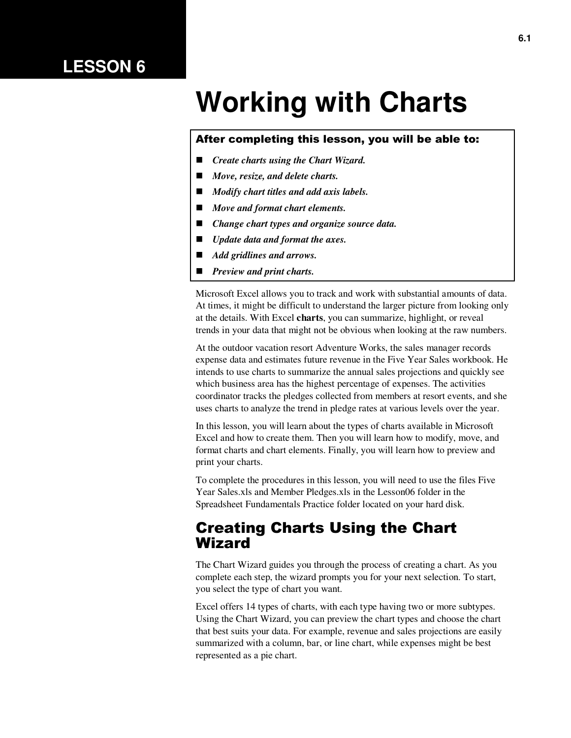# LESSON 6

# Working with Charts

**After completing this lesson, you will be able to:**

- ***Create charts using the Chart Wizard.***
- ***Move, resize, and delete charts.***
- ***Modify chart titles and add axis labels.***
- ***Move and format chart elements.***
- ***Change chart types and organize source data.***
- ***Update data and format the axes.***
- ***Add gridlines and arrows.***
- ***Preview and print charts.***

Microsoft Excel allows you to track and work with substantial amounts of data. At times, it might be difficult to understand the larger picture from looking only at the details. With Excel **charts**, you can summarize, highlight, or reveal trends in your data that might not be obvious when looking at the raw numbers.

At the outdoor vacation resort Adventure Works, the sales manager records expense data and estimates future revenue in the Five Year Sales workbook. He intends to use charts to summarize the annual sales projections and quickly see which business area has the highest percentage of expenses. The activities coordinator tracks the pledges collected from members at resort events, and she uses charts to analyze the trend in pledge rates at various levels over the year.

In this lesson, you will learn about the types of charts available in Microsoft Excel and how to create them. Then you will learn how to modify, move, and format charts and chart elements. Finally, you will learn how to preview and print your charts.

To complete the procedures in this lesson, you will need to use the files Five Year Sales.xls and Member Pledges.xls in the Lesson06 folder in the Spreadsheet Fundamentals Practice folder located on your hard disk.

## Creating Charts Using the Chart Wizard

The Chart Wizard guides you through the process of creating a chart. As you complete each step, the wizard prompts you for your next selection. To start, you select the type of chart you want.

Excel offers 14 types of charts, with each type having two or more subtypes. Using the Chart Wizard, you can preview the chart types and choose the chart that best suits your data. For example, revenue and sales projections are easily summarized with a column, bar, or line chart, while expenses might be best represented as a pie chart.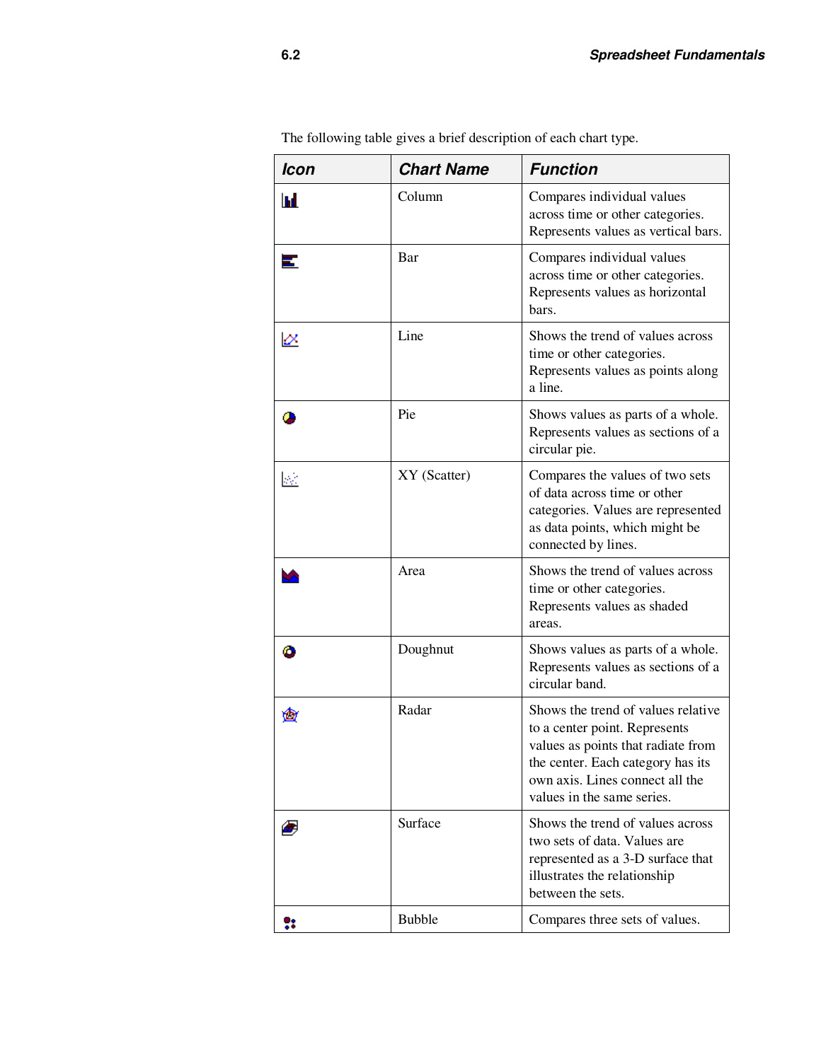The following table gives a brief description of each chart type.

| Icon | Chart Name | Function |
|---|---|---|
| | Column | Compares individual values across time or other categories. Represents values as vertical bars. |
| | Bar | Compares individual values across time or other categories. Represents values as horizontal bars. |
| | Line | Shows the trend of values across time or other categories. Represents values as points along a line. |
| | Pie | Shows values as parts of a whole. Represents values as sections of a circular pie. |
| | XY (Scatter) | Compares the values of two sets of data across time or other categories. Values are represented as data points, which might be connected by lines. |
| | Area | Shows the trend of values across time or other categories. Represents values as shaded areas. |
| | Doughnut | Shows values as parts of a whole. Represents values as sections of a circular band. |
| | Radar | Shows the trend of values relative to a center point. Represents values as points that radiate from the center. Each category has its own axis. Lines connect all the values in the same series. |
| | Surface | Shows the trend of values across two sets of data. Values are represented as a 3-D surface that illustrates the relationship between the sets. |
| | Bubble | Compares three sets of values. |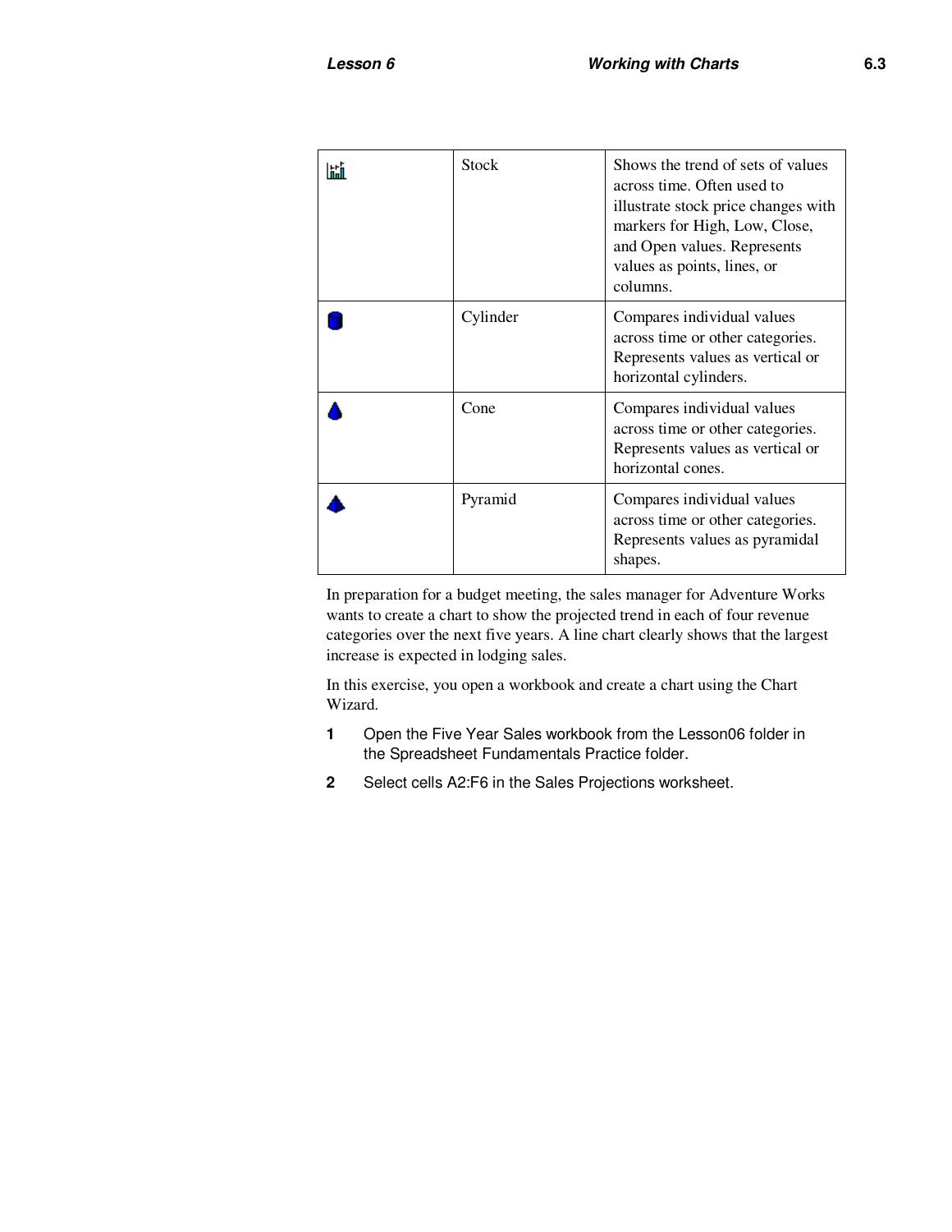| | Stock | Shows the trend of sets of values across time. Often used to illustrate stock price changes with markers for High, Low, Close, and Open values. Represents values as points, lines, or columns. |
|---|---|---|
| | Cylinder | Compares individual values across time or other categories. Represents values as vertical or horizontal cylinders. |
| | Cone | Compares individual values across time or other categories. Represents values as vertical or horizontal cones. |
| | Pyramid | Compares individual values across time or other categories. Represents values as pyramidal shapes. |

In preparation for a budget meeting, the sales manager for Adventure Works wants to create a chart to show the projected trend in each of four revenue categories over the next five years. A line chart clearly shows that the largest increase is expected in lodging sales.

In this exercise, you open a workbook and create a chart using the Chart Wizard.

1. Open the Five Year Sales workbook from the Lesson06 folder in the Spreadsheet Fundamentals Practice folder.
2. Select cells A2:F6 in the Sales Projections worksheet.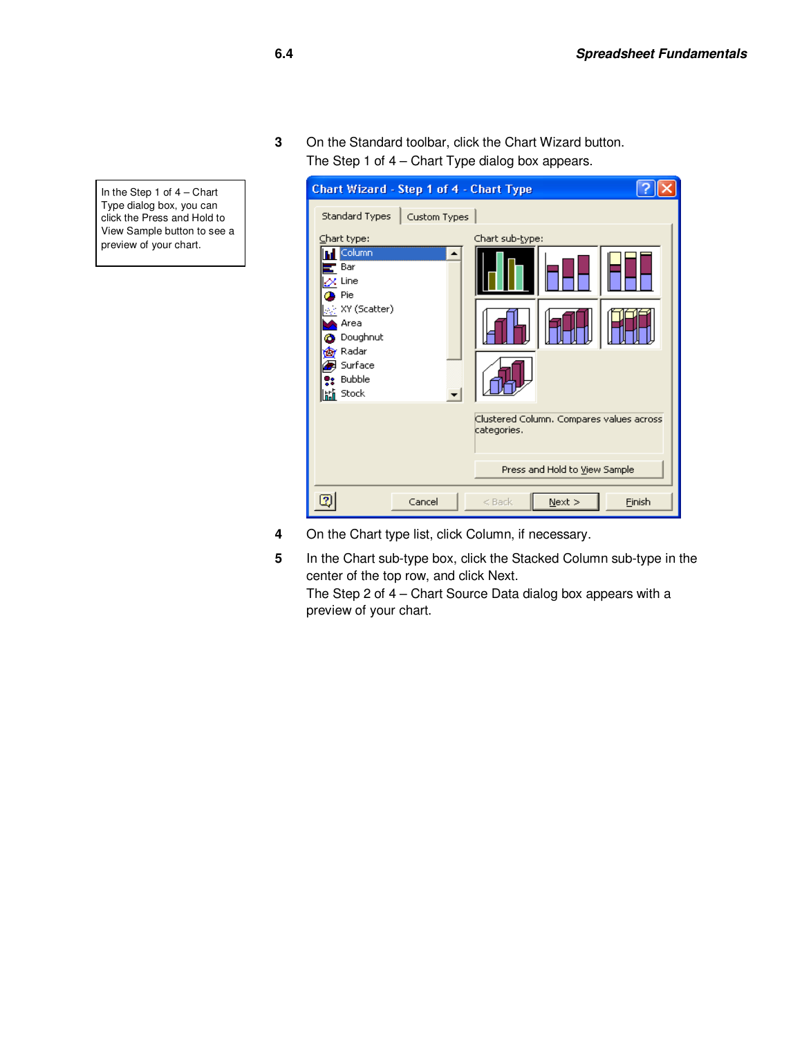3 On the Standard toolbar, click the Chart Wizard button.
The Step 1 of 4 – Chart Type dialog box appears.

> In the Step 1 of 4 – Chart Type dialog box, you can click the Press and Hold to View Sample button to see a preview of your chart.

4 On the Chart type list, click Column, if necessary.

5 In the Chart sub-type box, click the Stacked Column sub-type in the center of the top row, and click Next.
The Step 2 of 4 – Chart Source Data dialog box appears with a preview of your chart.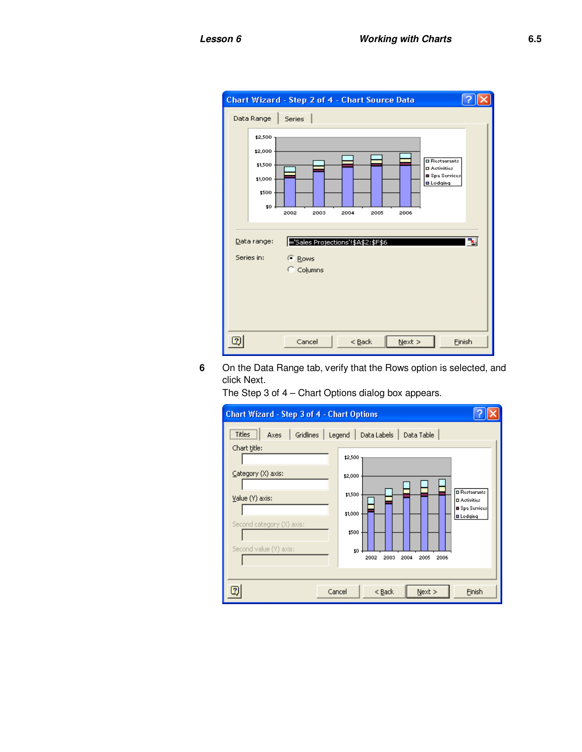6 On the Data Range tab, verify that the Rows option is selected, and click Next.

The Step 3 of 4 – Chart Options dialog box appears.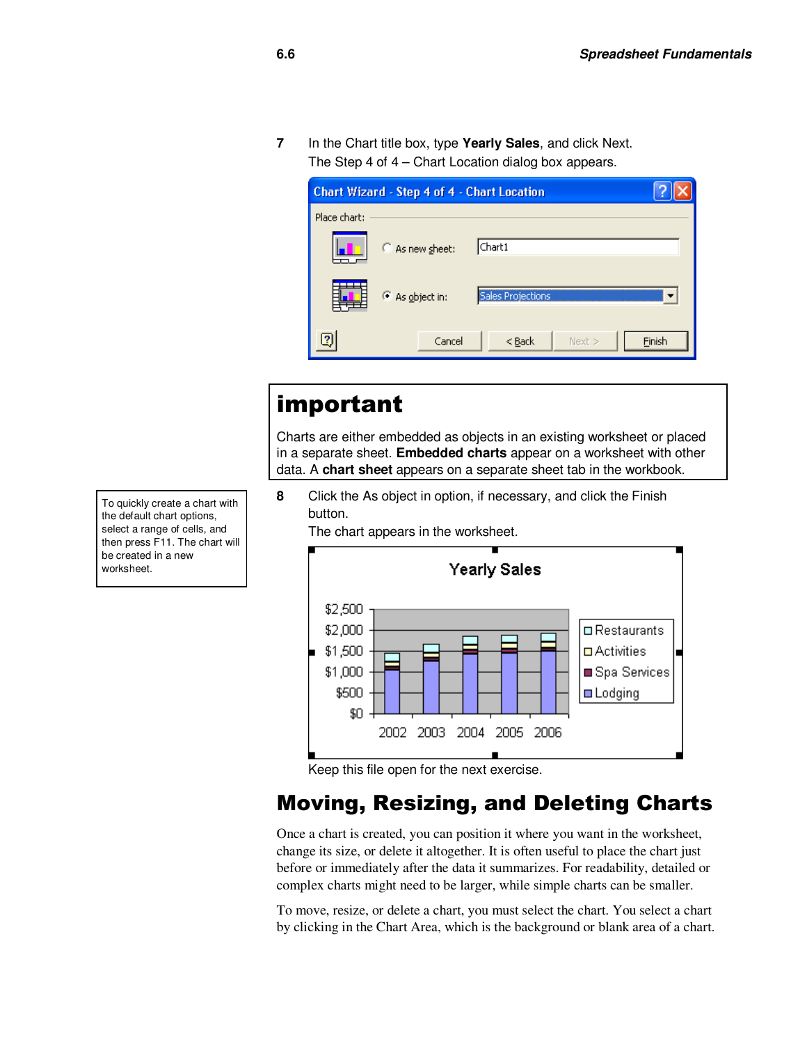7 In the Chart title box, type **Yearly Sales**, and click Next.
The Step 4 of 4 – Chart Location dialog box appears.

## important

Charts are either embedded as objects in an existing worksheet or placed in a separate sheet. **Embedded charts** appear on a worksheet with other data. A **chart sheet** appears on a separate sheet tab in the workbook.

To quickly create a chart with the default chart options, select a range of cells, and then press F11. The chart will be created in a new worksheet.

8 Click the As object in option, if necessary, and click the Finish button.
The chart appears in the worksheet.

Keep this file open for the next exercise.

# Moving, Resizing, and Deleting Charts

Once a chart is created, you can position it where you want in the worksheet, change its size, or delete it altogether. It is often useful to place the chart just before or immediately after the data it summarizes. For readability, detailed or complex charts might need to be larger, while simple charts can be smaller.

To move, resize, or delete a chart, you must select the chart. You select a chart by clicking in the Chart Area, which is the background or blank area of a chart.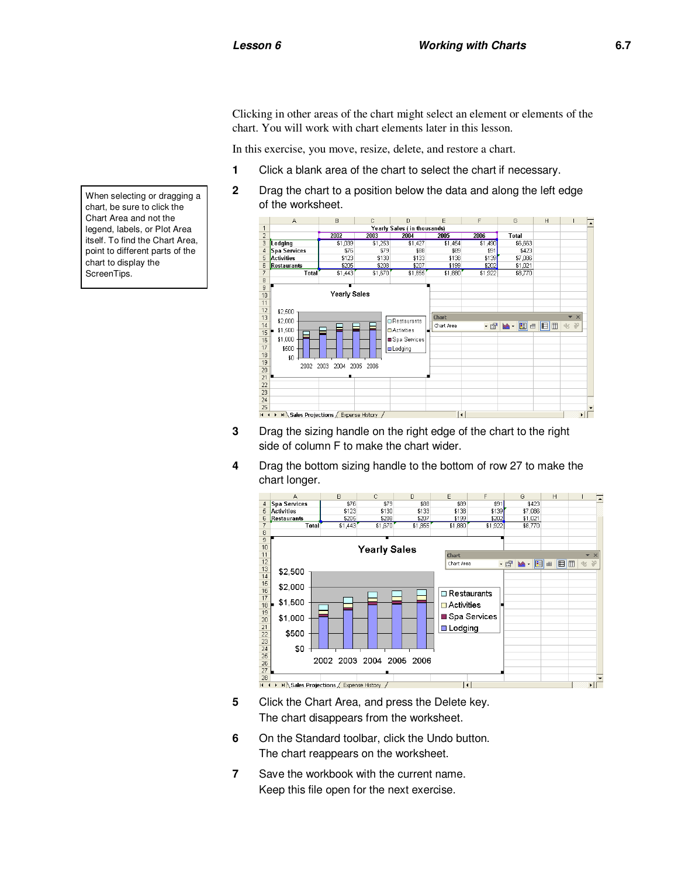Clicking in other areas of the chart might select an element or elements of the chart. You will work with chart elements later in this lesson.

In this exercise, you move, resize, delete, and restore a chart.

> When selecting or dragging a chart, be sure to click the Chart Area and not the legend, labels, or Plot Area itself. To find the Chart Area, point to different parts of the chart to display the ScreenTips.

1. Click a blank area of the chart to select the chart if necessary.
2. Drag the chart to a position below the data and along the left edge of the worksheet.
3. Drag the sizing handle on the right edge of the chart to the right side of column F to make the chart wider.
4. Drag the bottom sizing handle to the bottom of row 27 to make the chart longer.
5. Click the Chart Area, and press the Delete key.
   The chart disappears from the worksheet.
6. On the Standard toolbar, click the Undo button.
   The chart reappears on the worksheet.
7. Save the workbook with the current name.
   Keep this file open for the next exercise.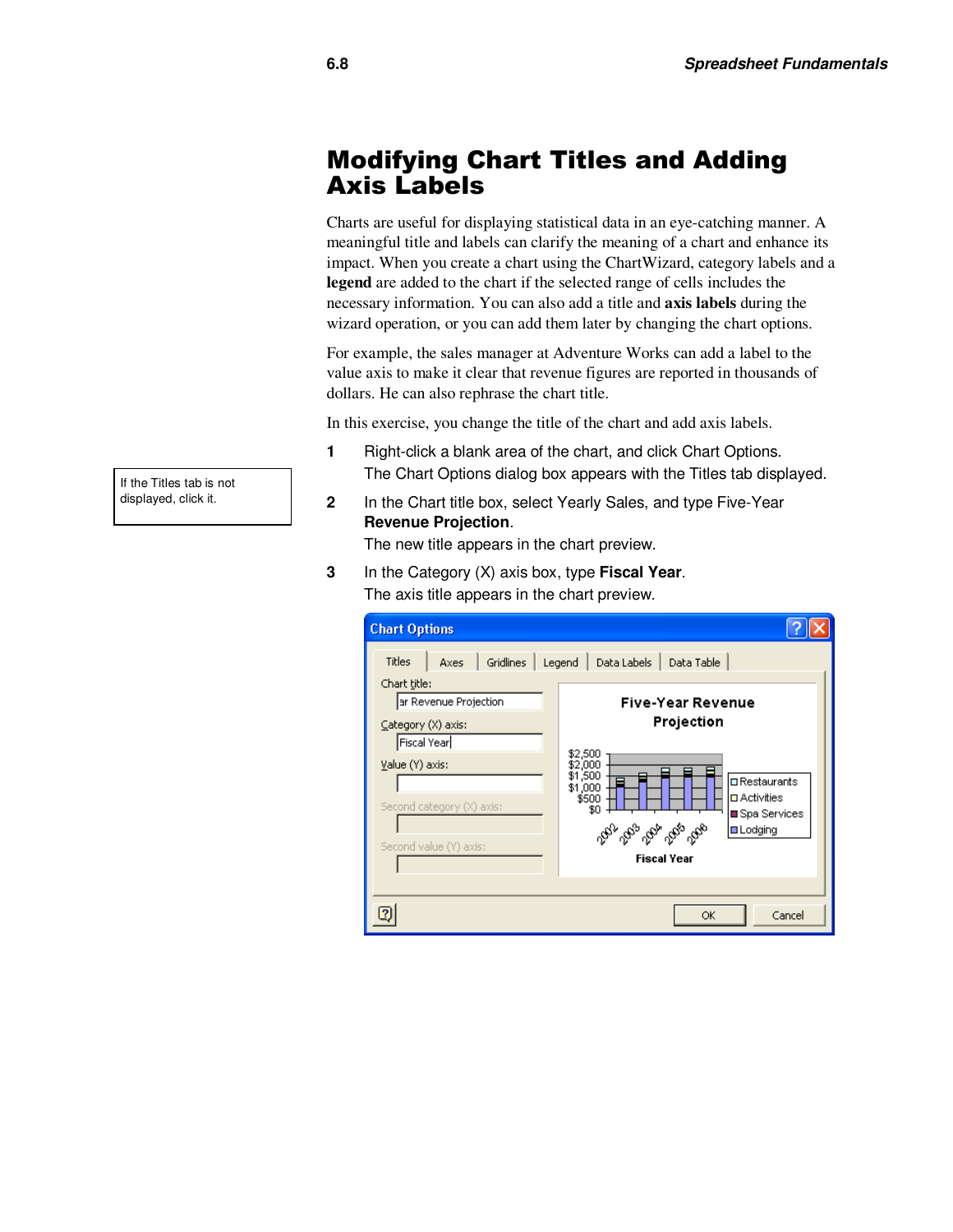# Modifying Chart Titles and Adding Axis Labels

Charts are useful for displaying statistical data in an eye-catching manner. A meaningful title and labels can clarify the meaning of a chart and enhance its impact. When you create a chart using the ChartWizard, category labels and a **legend** are added to the chart if the selected range of cells includes the necessary information. You can also add a title and **axis labels** during the wizard operation, or you can add them later by changing the chart options.

For example, the sales manager at Adventure Works can add a label to the value axis to make it clear that revenue figures are reported in thousands of dollars. He can also rephrase the chart title.

In this exercise, you change the title of the chart and add axis labels.

> If the Titles tab is not displayed, click it.

1. Right-click a blank area of the chart, and click Chart Options.
   The Chart Options dialog box appears with the Titles tab displayed.
2. In the Chart title box, select Yearly Sales, and type Five-Year **Revenue Projection**.
   The new title appears in the chart preview.
3. In the Category (X) axis box, type **Fiscal Year**.
   The axis title appears in the chart preview.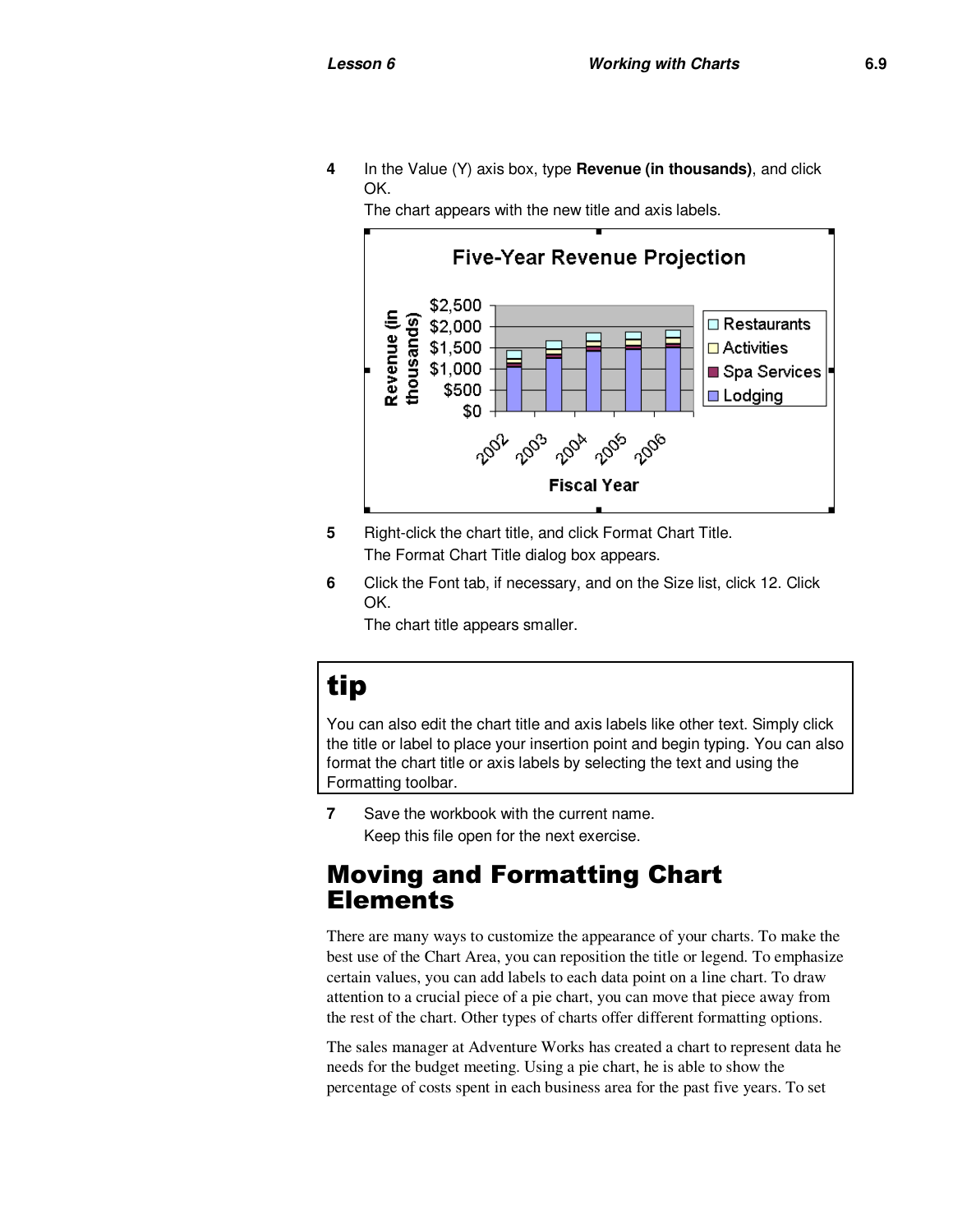4 In the Value (Y) axis box, type **Revenue (in thousands)**, and click OK.
The chart appears with the new title and axis labels.

5 Right-click the chart title, and click Format Chart Title.
The Format Chart Title dialog box appears.

6 Click the Font tab, if necessary, and on the Size list, click 12. Click OK.
The chart title appears smaller.

> **tip**
>
> You can also edit the chart title and axis labels like other text. Simply click the title or label to place your insertion point and begin typing. You can also format the chart title or axis labels by selecting the text and using the Formatting toolbar.

7 Save the workbook with the current name.
Keep this file open for the next exercise.

## Moving and Formatting Chart Elements

There are many ways to customize the appearance of your charts. To make the best use of the Chart Area, you can reposition the title or legend. To emphasize certain values, you can add labels to each data point on a line chart. To draw attention to a crucial piece of a pie chart, you can move that piece away from the rest of the chart. Other types of charts offer different formatting options.

The sales manager at Adventure Works has created a chart to represent data he needs for the budget meeting. Using a pie chart, he is able to show the percentage of costs spent in each business area for the past five years. To set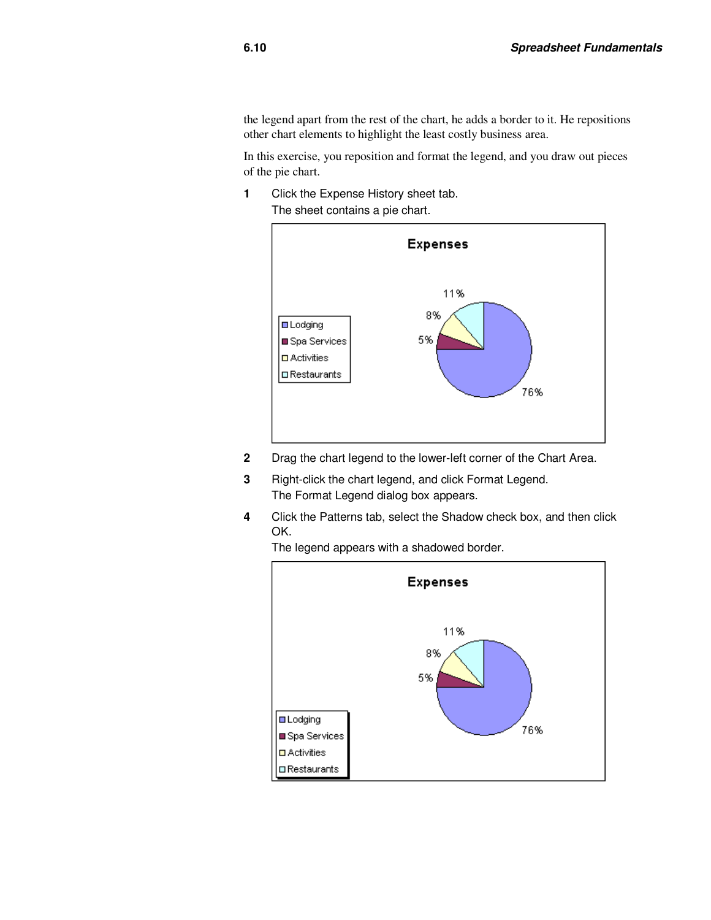the legend apart from the rest of the chart, he adds a border to it. He repositions other chart elements to highlight the least costly business area.

In this exercise, you reposition and format the legend, and you draw out pieces of the pie chart.

**1** Click the Expense History sheet tab.
The sheet contains a pie chart.

**2** Drag the chart legend to the lower-left corner of the Chart Area.

**3** Right-click the chart legend, and click Format Legend.
The Format Legend dialog box appears.

**4** Click the Patterns tab, select the Shadow check box, and then click OK.
The legend appears with a shadowed border.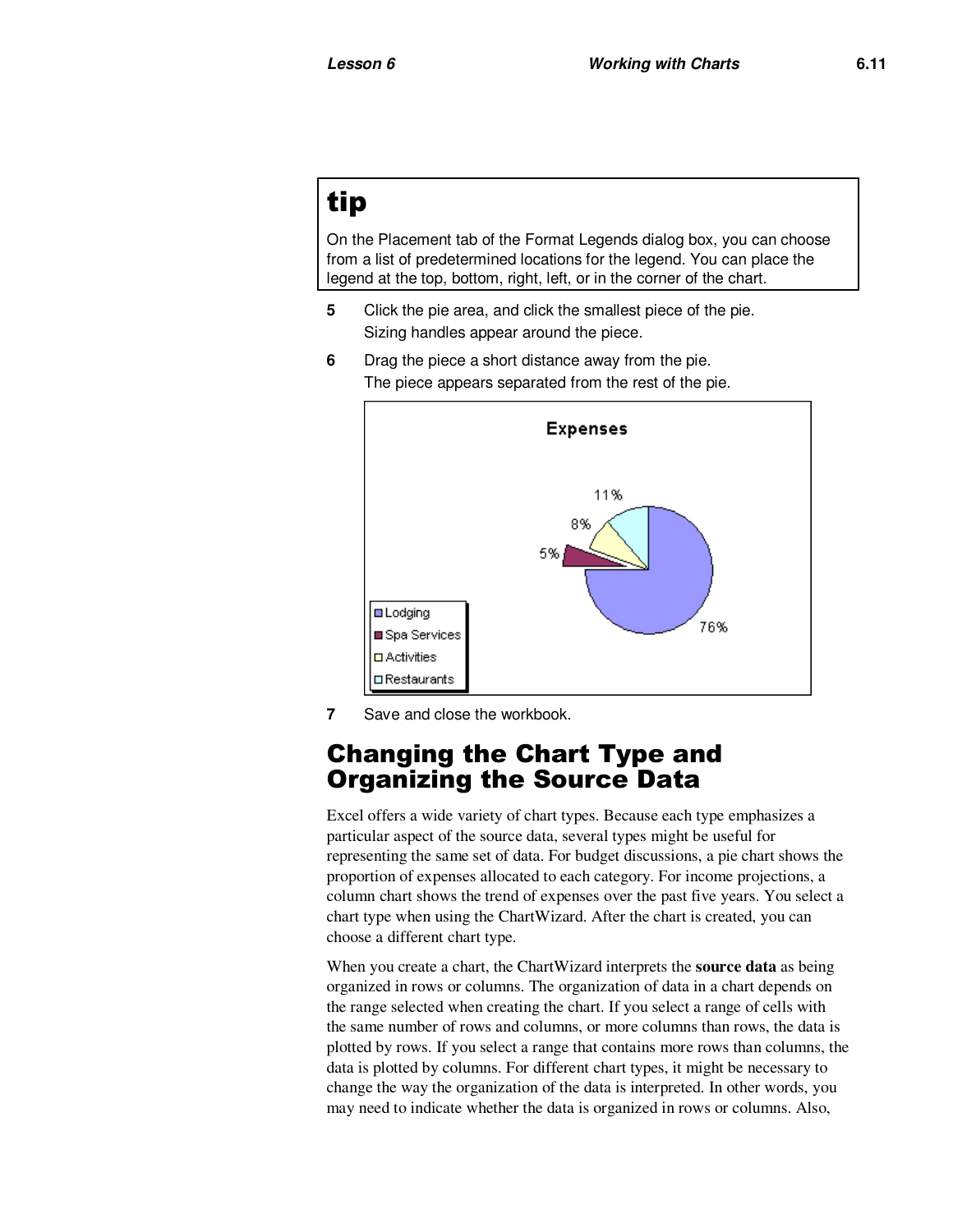**tip**

On the Placement tab of the Format Legends dialog box, you can choose from a list of predetermined locations for the legend. You can place the legend at the top, bottom, right, left, or in the corner of the chart.

5. Click the pie area, and click the smallest piece of the pie.
   Sizing handles appear around the piece.

6. Drag the piece a short distance away from the pie.
   The piece appears separated from the rest of the pie.

7. Save and close the workbook.

## Changing the Chart Type and Organizing the Source Data

Excel offers a wide variety of chart types. Because each type emphasizes a particular aspect of the source data, several types might be useful for representing the same set of data. For budget discussions, a pie chart shows the proportion of expenses allocated to each category. For income projections, a column chart shows the trend of expenses over the past five years. You select a chart type when using the ChartWizard. After the chart is created, you can choose a different chart type.

When you create a chart, the ChartWizard interprets the **source data** as being organized in rows or columns. The organization of data in a chart depends on the range selected when creating the chart. If you select a range of cells with the same number of rows and columns, or more columns than rows, the data is plotted by rows. If you select a range that contains more rows than columns, the data is plotted by columns. For different chart types, it might be necessary to change the way the organization of the data is interpreted. In other words, you may need to indicate whether the data is organized in rows or columns. Also,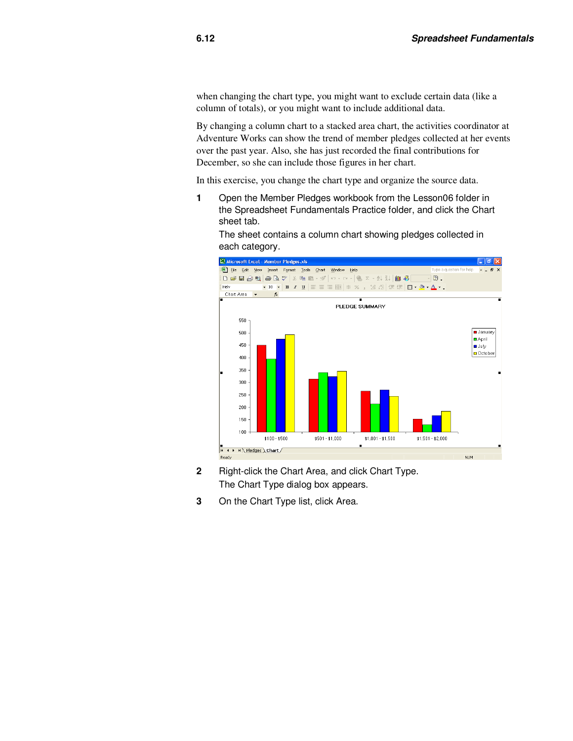when changing the chart type, you might want to exclude certain data (like a column of totals), or you might want to include additional data.

By changing a column chart to a stacked area chart, the activities coordinator at Adventure Works can show the trend of member pledges collected at her events over the past year. Also, she has just recorded the final contributions for December, so she can include those figures in her chart.

In this exercise, you change the chart type and organize the source data.

**1** Open the Member Pledges workbook from the Lesson06 folder in the Spreadsheet Fundamentals Practice folder, and click the Chart sheet tab.

The sheet contains a column chart showing pledges collected in each category.

**2** Right-click the Chart Area, and click Chart Type.

The Chart Type dialog box appears.

**3** On the Chart Type list, click Area.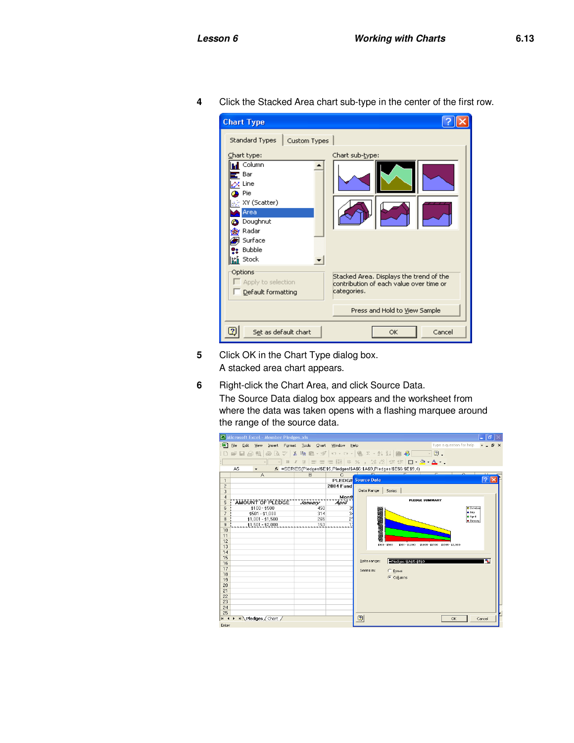4 Click the Stacked Area chart sub-type in the center of the first row.

5 Click OK in the Chart Type dialog box.
A stacked area chart appears.

6 Right-click the Chart Area, and click Source Data.
The Source Data dialog box appears and the worksheet from where the data was taken opens with a flashing marquee around the range of the source data.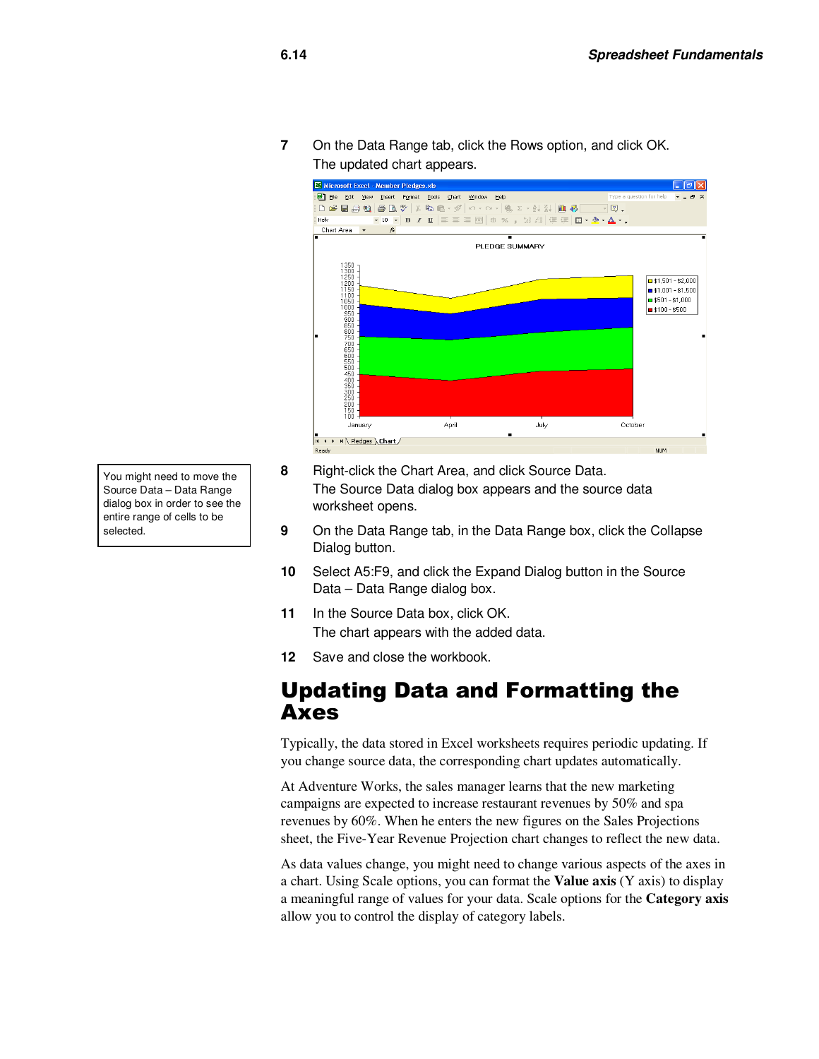7 On the Data Range tab, click the Rows option, and click OK.
The updated chart appears.

> You might need to move the Source Data – Data Range dialog box in order to see the entire range of cells to be selected.

8 Right-click the Chart Area, and click Source Data.
The Source Data dialog box appears and the source data worksheet opens.

9 On the Data Range tab, in the Data Range box, click the Collapse Dialog button.

10 Select A5:F9, and click the Expand Dialog button in the Source Data – Data Range dialog box.

11 In the Source Data box, click OK.
The chart appears with the added data.

12 Save and close the workbook.

# Updating Data and Formatting the Axes

Typically, the data stored in Excel worksheets requires periodic updating. If you change source data, the corresponding chart updates automatically.

At Adventure Works, the sales manager learns that the new marketing campaigns are expected to increase restaurant revenues by 50% and spa revenues by 60%. When he enters the new figures on the Sales Projections sheet, the Five-Year Revenue Projection chart changes to reflect the new data.

As data values change, you might need to change various aspects of the axes in a chart. Using Scale options, you can format the **Value axis** (Y axis) to display a meaningful range of values for your data. Scale options for the **Category axis** allow you to control the display of category labels.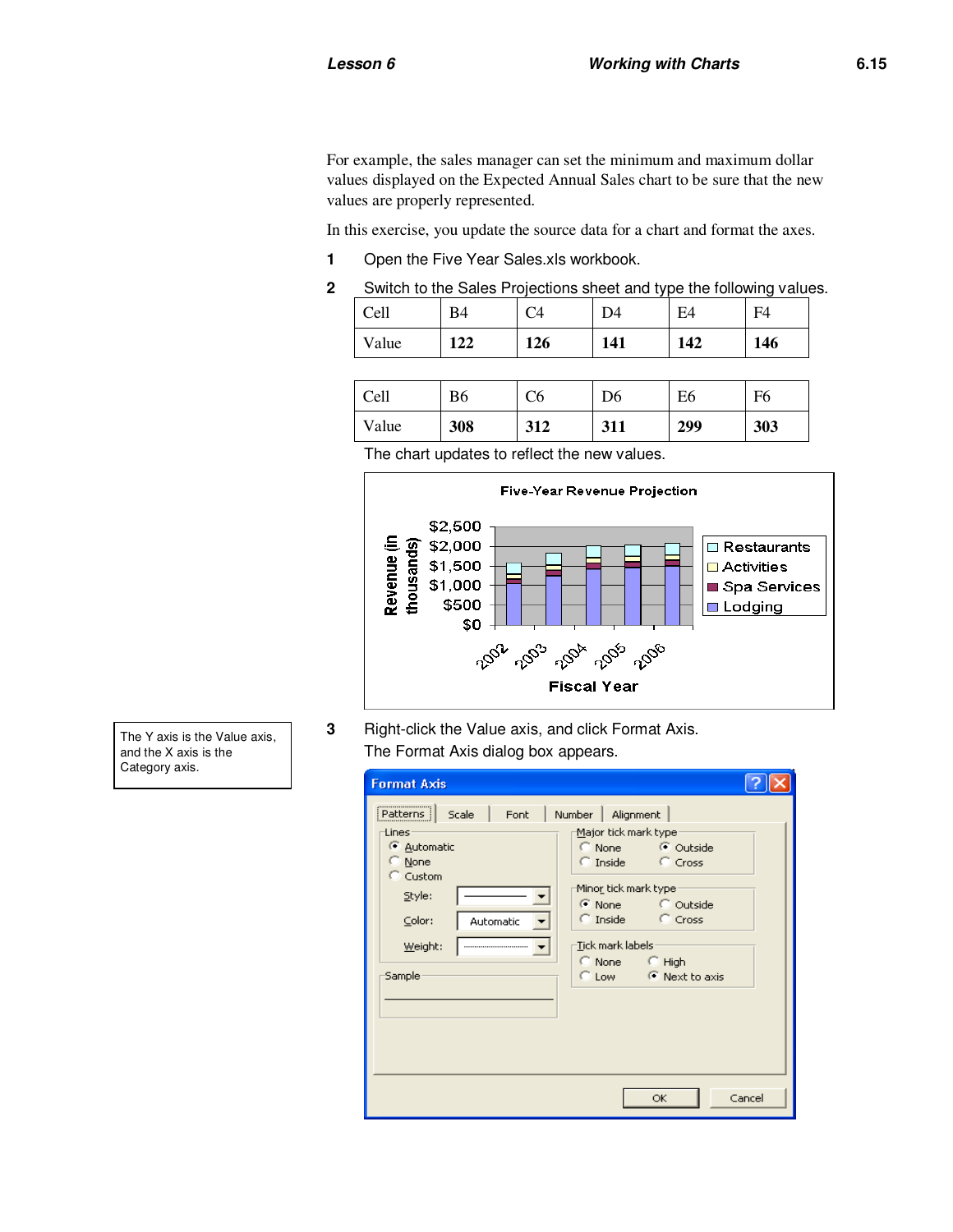For example, the sales manager can set the minimum and maximum dollar values displayed on the Expected Annual Sales chart to be sure that the new values are properly represented.

In this exercise, you update the source data for a chart and format the axes.

1. Open the Five Year Sales.xls workbook.
2. Switch to the Sales Projections sheet and type the following values.

| Cell | B4 | C4 | D4 | E4 | F4 |
|---|---|---|---|---|---|
| Value | **122** | **126** | **141** | **142** | **146** |

| Cell | B6 | C6 | D6 | E6 | F6 |
|---|---|---|---|---|---|
| Value | **308** | **312** | **311** | **299** | **303** |

The chart updates to reflect the new values.

> The Y axis is the Value axis, and the X axis is the Category axis.

3. Right-click the Value axis, and click Format Axis.

The Format Axis dialog box appears.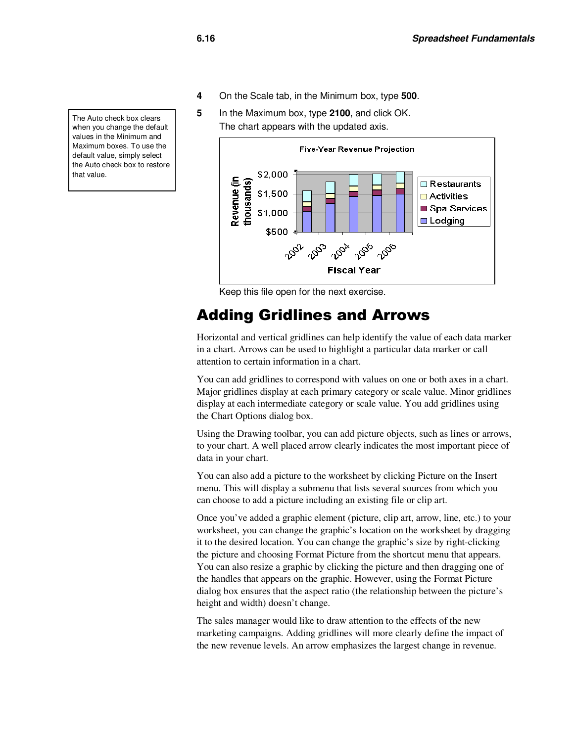4 On the Scale tab, in the Minimum box, type **500**.

5 In the Maximum box, type **2100**, and click OK.
The chart appears with the updated axis.

> The Auto check box clears when you change the default values in the Minimum and Maximum boxes. To use the default value, simply select the Auto check box to restore that value.

Keep this file open for the next exercise.

## Adding Gridlines and Arrows

Horizontal and vertical gridlines can help identify the value of each data marker in a chart. Arrows can be used to highlight a particular data marker or call attention to certain information in a chart.

You can add gridlines to correspond with values on one or both axes in a chart. Major gridlines display at each primary category or scale value. Minor gridlines display at each intermediate category or scale value. You add gridlines using the Chart Options dialog box.

Using the Drawing toolbar, you can add picture objects, such as lines or arrows, to your chart. A well placed arrow clearly indicates the most important piece of data in your chart.

You can also add a picture to the worksheet by clicking Picture on the Insert menu. This will display a submenu that lists several sources from which you can choose to add a picture including an existing file or clip art.

Once you've added a graphic element (picture, clip art, arrow, line, etc.) to your worksheet, you can change the graphic's location on the worksheet by dragging it to the desired location. You can change the graphic's size by right-clicking the picture and choosing Format Picture from the shortcut menu that appears. You can also resize a graphic by clicking the picture and then dragging one of the handles that appears on the graphic. However, using the Format Picture dialog box ensures that the aspect ratio (the relationship between the picture's height and width) doesn't change.

The sales manager would like to draw attention to the effects of the new marketing campaigns. Adding gridlines will more clearly define the impact of the new revenue levels. An arrow emphasizes the largest change in revenue.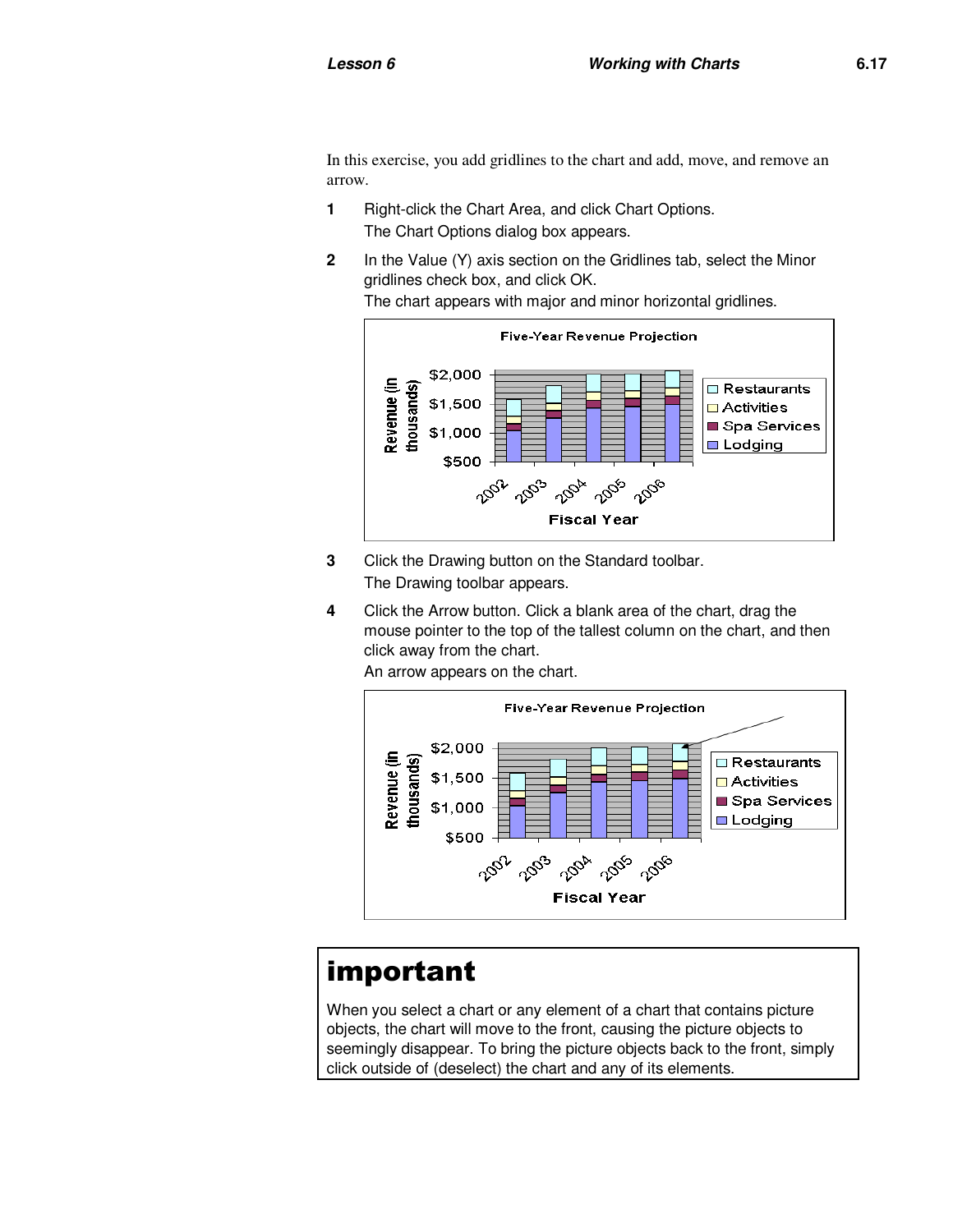In this exercise, you add gridlines to the chart and add, move, and remove an arrow.

1. Right-click the Chart Area, and click Chart Options.
   The Chart Options dialog box appears.

2. In the Value (Y) axis section on the Gridlines tab, select the Minor gridlines check box, and click OK.
   The chart appears with major and minor horizontal gridlines.

3. Click the Drawing button on the Standard toolbar.
   The Drawing toolbar appears.

4. Click the Arrow button. Click a blank area of the chart, drag the mouse pointer to the top of the tallest column on the chart, and then click away from the chart.
   An arrow appears on the chart.

## important

When you select a chart or any element of a chart that contains picture objects, the chart will move to the front, causing the picture objects to seemingly disappear. To bring the picture objects back to the front, simply click outside of (deselect) the chart and any of its elements.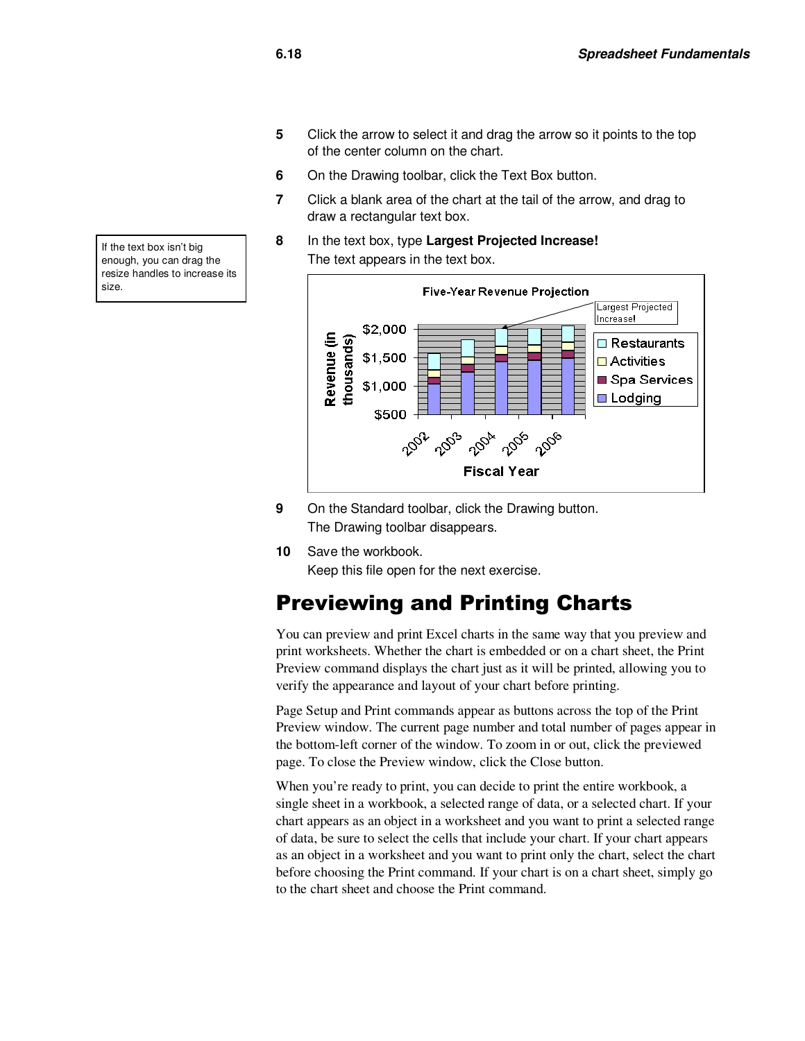5 Click the arrow to select it and drag the arrow so it points to the top of the center column on the chart.

6 On the Drawing toolbar, click the Text Box button.

7 Click a blank area of the chart at the tail of the arrow, and drag to draw a rectangular text box.

8 In the text box, type **Largest Projected Increase!**
The text appears in the text box.

> If the text box isn't big enough, you can drag the resize handles to increase its size.

9 On the Standard toolbar, click the Drawing button.
The Drawing toolbar disappears.

10 Save the workbook.
Keep this file open for the next exercise.

# Previewing and Printing Charts

You can preview and print Excel charts in the same way that you preview and print worksheets. Whether the chart is embedded or on a chart sheet, the Print Preview command displays the chart just as it will be printed, allowing you to verify the appearance and layout of your chart before printing.

Page Setup and Print commands appear as buttons across the top of the Print Preview window. The current page number and total number of pages appear in the bottom-left corner of the window. To zoom in or out, click the previewed page. To close the Preview window, click the Close button.

When you're ready to print, you can decide to print the entire workbook, a single sheet in a workbook, a selected range of data, or a selected chart. If your chart appears as an object in a worksheet and you want to print a selected range of data, be sure to select the cells that include your chart. If your chart appears as an object in a worksheet and you want to print only the chart, select the chart before choosing the Print command. If your chart is on a chart sheet, simply go to the chart sheet and choose the Print command.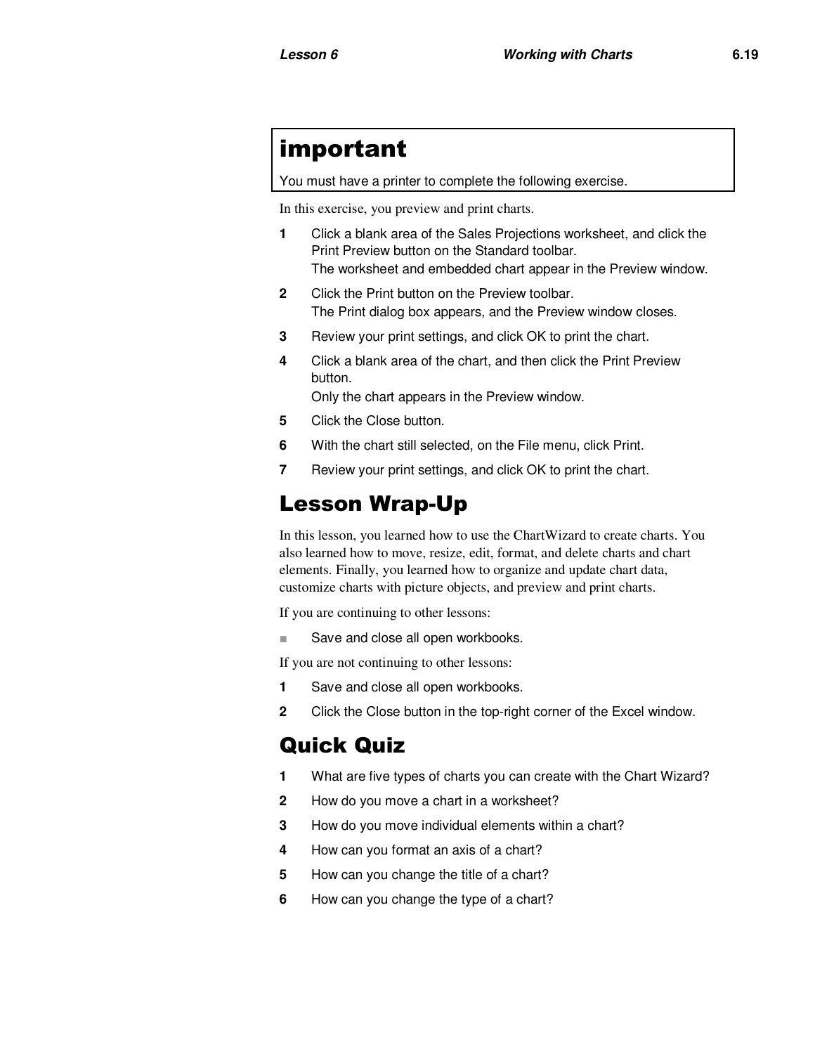## important

You must have a printer to complete the following exercise.

In this exercise, you preview and print charts.

1. Click a blank area of the Sales Projections worksheet, and click the Print Preview button on the Standard toolbar.
   The worksheet and embedded chart appear in the Preview window.
2. Click the Print button on the Preview toolbar.
   The Print dialog box appears, and the Preview window closes.
3. Review your print settings, and click OK to print the chart.
4. Click a blank area of the chart, and then click the Print Preview button.
   Only the chart appears in the Preview window.
5. Click the Close button.
6. With the chart still selected, on the File menu, click Print.
7. Review your print settings, and click OK to print the chart.

# Lesson Wrap-Up

In this lesson, you learned how to use the ChartWizard to create charts. You also learned how to move, resize, edit, format, and delete charts and chart elements. Finally, you learned how to organize and update chart data, customize charts with picture objects, and preview and print charts.

If you are continuing to other lessons:

- Save and close all open workbooks.

If you are not continuing to other lessons:

1. Save and close all open workbooks.
2. Click the Close button in the top-right corner of the Excel window.

# Quick Quiz

1. What are five types of charts you can create with the Chart Wizard?
2. How do you move a chart in a worksheet?
3. How do you move individual elements within a chart?
4. How can you format an axis of a chart?
5. How can you change the title of a chart?
6. How can you change the type of a chart?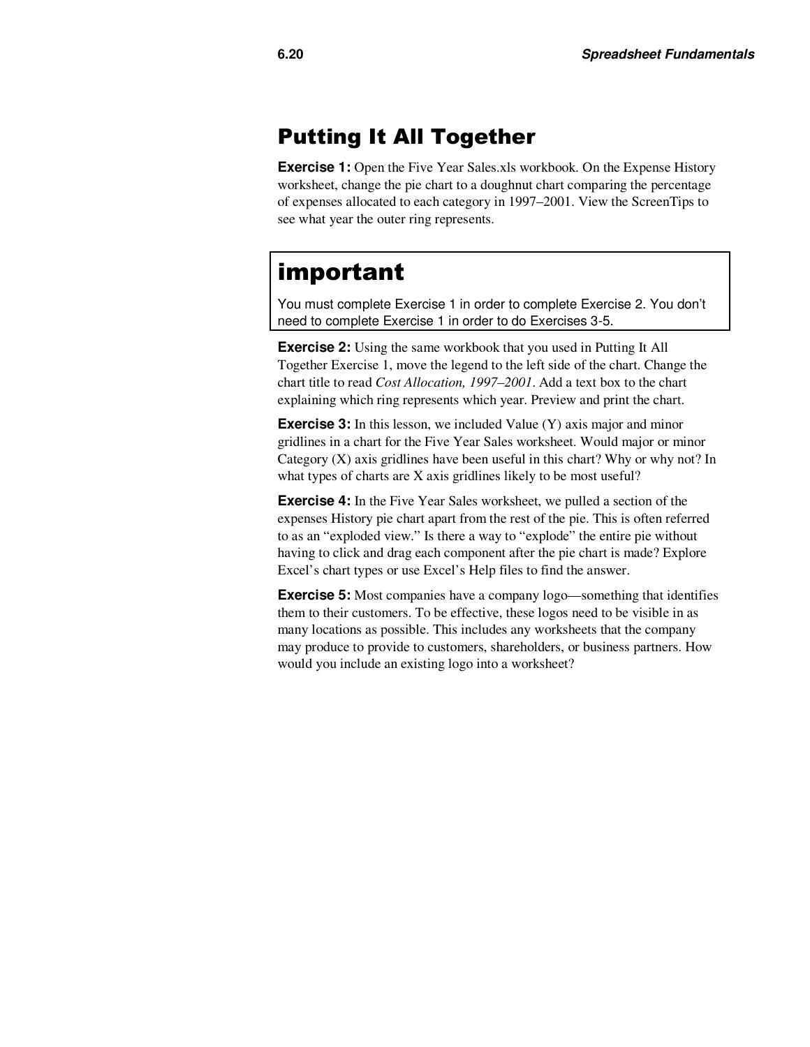## Putting It All Together

**Exercise 1:** Open the Five Year Sales.xls workbook. On the Expense History worksheet, change the pie chart to a doughnut chart comparing the percentage of expenses allocated to each category in 1997–2001. View the ScreenTips to see what year the outer ring represents.

> **important**
>
> You must complete Exercise 1 in order to complete Exercise 2. You don't need to complete Exercise 1 in order to do Exercises 3-5.

**Exercise 2:** Using the same workbook that you used in Putting It All Together Exercise 1, move the legend to the left side of the chart. Change the chart title to read *Cost Allocation, 1997–2001*. Add a text box to the chart explaining which ring represents which year. Preview and print the chart.

**Exercise 3:** In this lesson, we included Value (Y) axis major and minor gridlines in a chart for the Five Year Sales worksheet. Would major or minor Category (X) axis gridlines have been useful in this chart? Why or why not? In what types of charts are X axis gridlines likely to be most useful?

**Exercise 4:** In the Five Year Sales worksheet, we pulled a section of the expenses History pie chart apart from the rest of the pie. This is often referred to as an "exploded view." Is there a way to "explode" the entire pie without having to click and drag each component after the pie chart is made? Explore Excel's chart types or use Excel's Help files to find the answer.

**Exercise 5:** Most companies have a company logo—something that identifies them to their customers. To be effective, these logos need to be visible in as many locations as possible. This includes any worksheets that the company may produce to provide to customers, shareholders, or business partners. How would you include an existing logo into a worksheet?